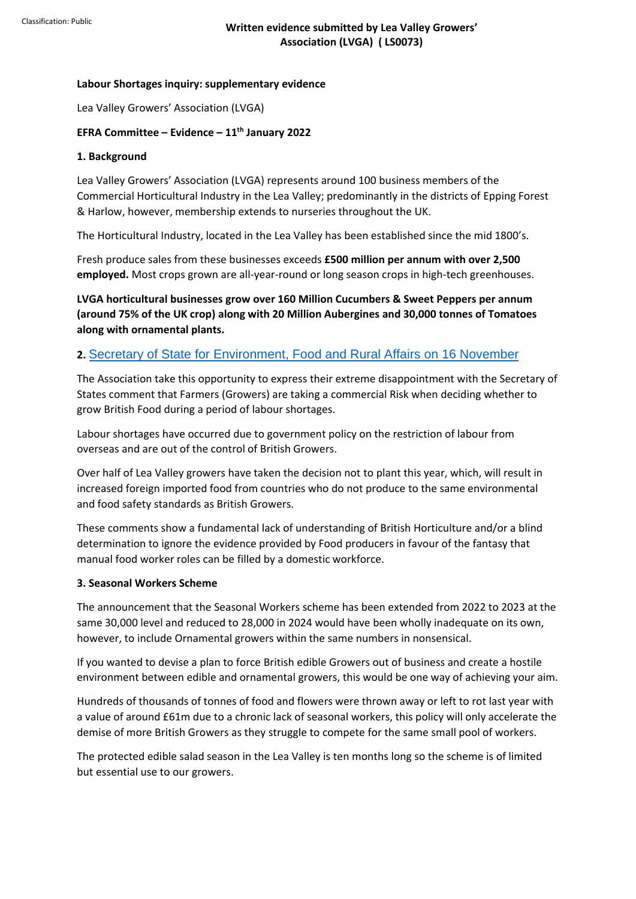# Written evidence submitted by Lea Valley Growers' Association (LVGA) ( LS0073)

**Labour Shortages inquiry: supplementary evidence**

Lea Valley Growers' Association (LVGA)

**EFRA Committee – Evidence – 11th January 2022**

**1. Background**

Lea Valley Growers' Association (LVGA) represents around 100 business members of the Commercial Horticultural Industry in the Lea Valley; predominantly in the districts of Epping Forest & Harlow, however, membership extends to nurseries throughout the UK.

The Horticultural Industry, located in the Lea Valley has been established since the mid 1800's.

Fresh produce sales from these businesses exceeds **£500 million per annum with over 2,500 employed.** Most crops grown are all-year-round or long season crops in high-tech greenhouses.

**LVGA horticultural businesses grow over 160 Million Cucumbers & Sweet Peppers per annum (around 75% of the UK crop) along with 20 Million Aubergines and 30,000 tonnes of Tomatoes along with ornamental plants.**

**2.** Secretary of State for Environment, Food and Rural Affairs on 16 November

The Association take this opportunity to express their extreme disappointment with the Secretary of States comment that Farmers (Growers) are taking a commercial Risk when deciding whether to grow British Food during a period of labour shortages.

Labour shortages have occurred due to government policy on the restriction of labour from overseas and are out of the control of British Growers.

Over half of Lea Valley growers have taken the decision not to plant this year, which, will result in increased foreign imported food from countries who do not produce to the same environmental and food safety standards as British Growers.

These comments show a fundamental lack of understanding of British Horticulture and/or a blind determination to ignore the evidence provided by Food producers in favour of the fantasy that manual food worker roles can be filled by a domestic workforce.

**3. Seasonal Workers Scheme**

The announcement that the Seasonal Workers scheme has been extended from 2022 to 2023 at the same 30,000 level and reduced to 28,000 in 2024 would have been wholly inadequate on its own, however, to include Ornamental growers within the same numbers in nonsensical.

If you wanted to devise a plan to force British edible Growers out of business and create a hostile environment between edible and ornamental growers, this would be one way of achieving your aim.

Hundreds of thousands of tonnes of food and flowers were thrown away or left to rot last year with a value of around £61m due to a chronic lack of seasonal workers, this policy will only accelerate the demise of more British Growers as they struggle to compete for the same small pool of workers.

The protected edible salad season in the Lea Valley is ten months long so the scheme is of limited but essential use to our growers.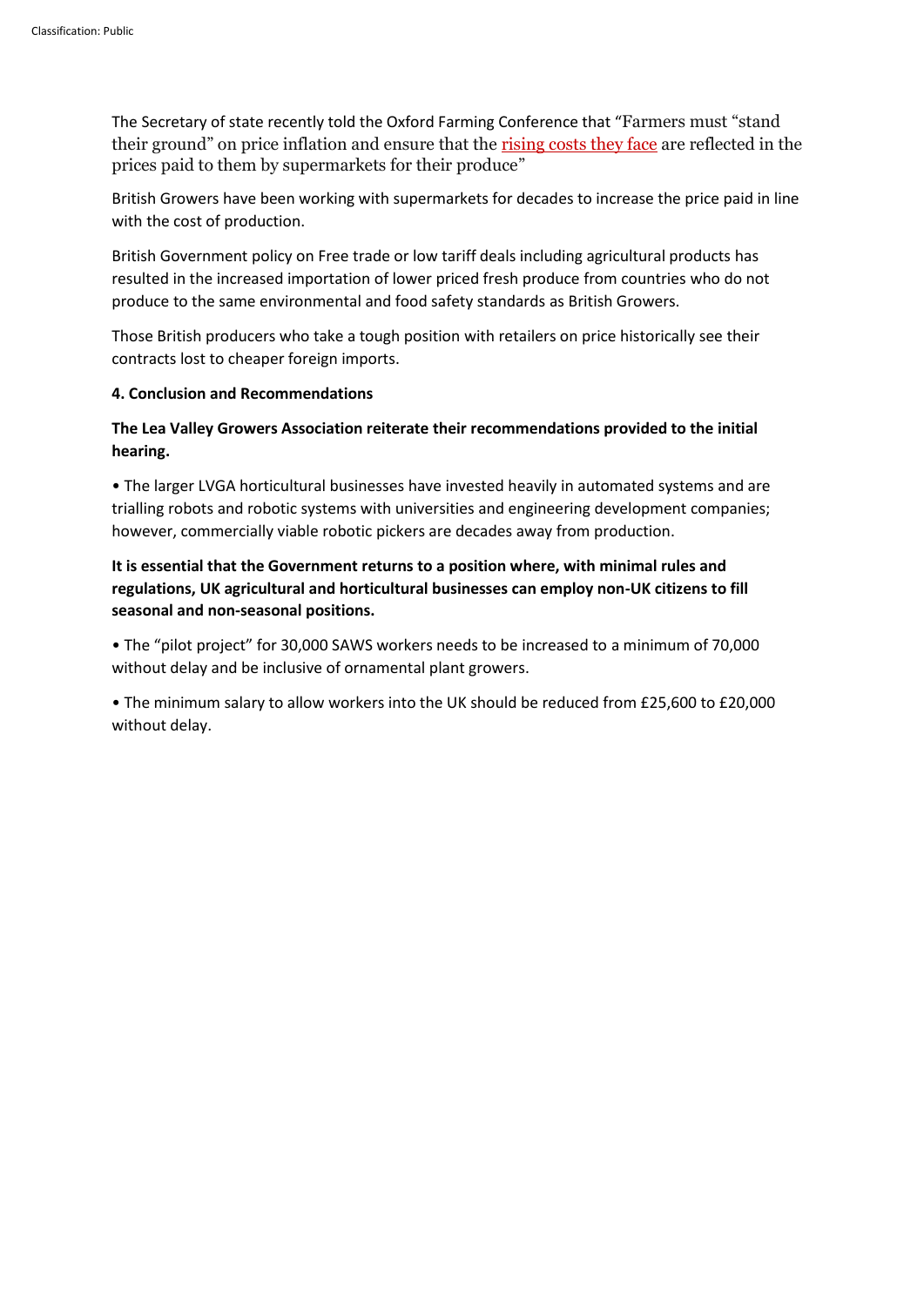The Secretary of state recently told the Oxford Farming Conference that "Farmers must "stand their ground" on price inflation and ensure that the rising costs they face are reflected in the prices paid to them by supermarkets for their produce"

British Growers have been working with supermarkets for decades to increase the price paid in line with the cost of production.

British Government policy on Free trade or low tariff deals including agricultural products has resulted in the increased importation of lower priced fresh produce from countries who do not produce to the same environmental and food safety standards as British Growers.

Those British producers who take a tough position with retailers on price historically see their contracts lost to cheaper foreign imports.

**4. Conclusion and Recommendations**

**The Lea Valley Growers Association reiterate their recommendations provided to the initial hearing.**

- The larger LVGA horticultural businesses have invested heavily in automated systems and are trialling robots and robotic systems with universities and engineering development companies; however, commercially viable robotic pickers are decades away from production.

**It is essential that the Government returns to a position where, with minimal rules and regulations, UK agricultural and horticultural businesses can employ non-UK citizens to fill seasonal and non-seasonal positions.**

- The "pilot project" for 30,000 SAWS workers needs to be increased to a minimum of 70,000 without delay and be inclusive of ornamental plant growers.

- The minimum salary to allow workers into the UK should be reduced from £25,600 to £20,000 without delay.